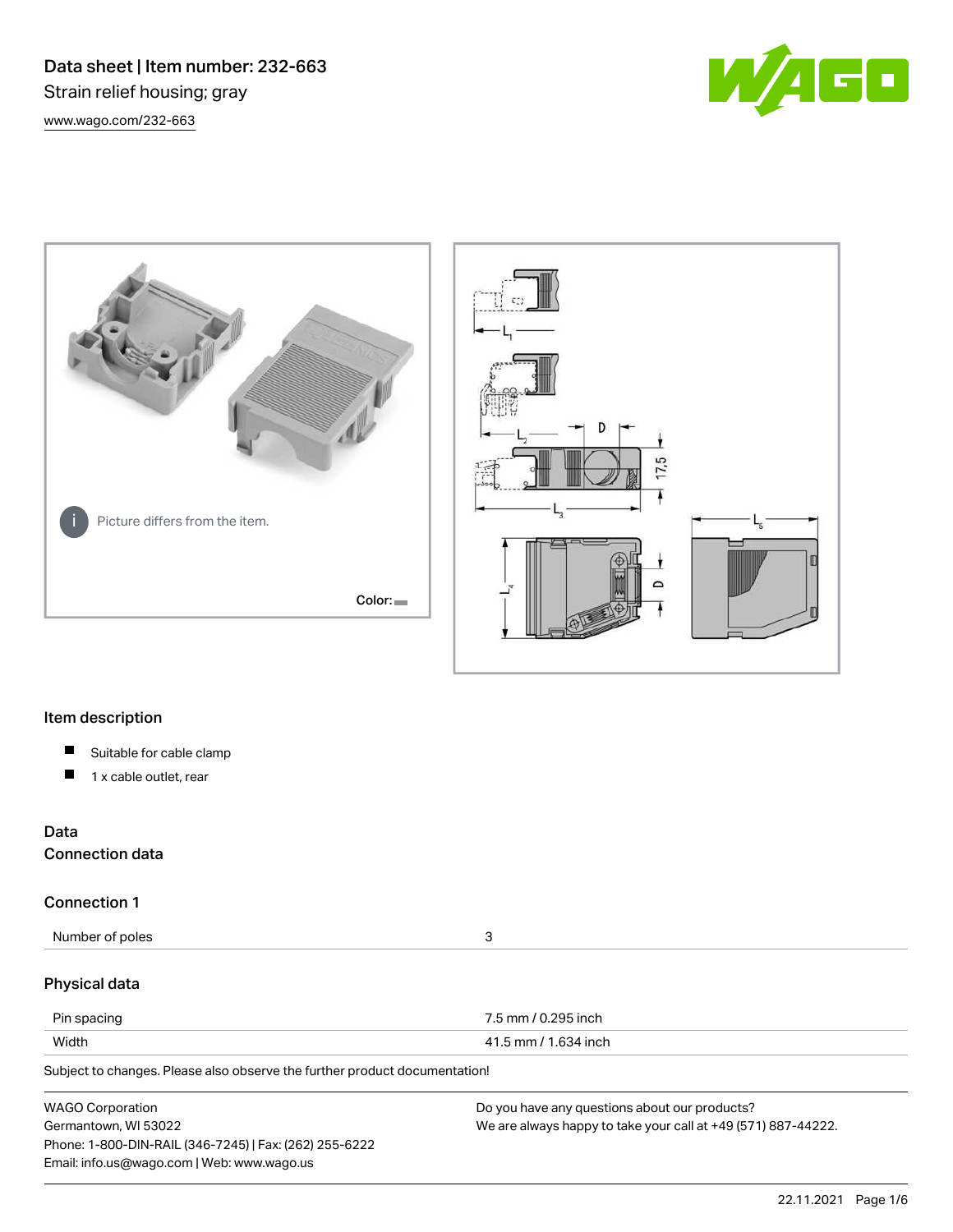# Data sheet | Item number: 232-663

Strain relief housing; gray

www.wago.com/232-663

Picture differs from the item.

Color:

## Item description

- Suitable for cable clamp
- 1 x cable outlet, rear

## Data

### Connection data

### Connection 1

| | |
|---|---|
| Number of poles | 3 |

### Physical data

| | |
|---|---|
| Pin spacing | 7.5 mm / 0.295 inch |
| Width | 41.5 mm / 1.634 inch |

Subject to changes. Please also observe the further product documentation!

WAGO Corporation
Germantown, WI 53022
Phone: 1-800-DIN-RAIL (346-7245) | Fax: (262) 255-6222
Email: info.us@wago.com | Web: www.wago.us

Do you have any questions about our products?
We are always happy to take your call at +49 (571) 887-44222.

22.11.2021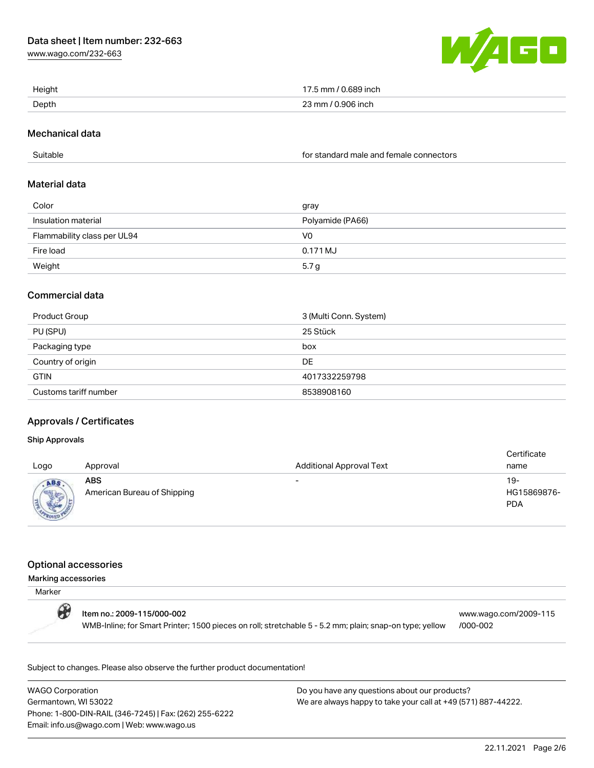| | |
|---|---|
| Height | 17.5 mm / 0.689 inch |
| Depth | 23 mm / 0.906 inch |

## Mechanical data

| | |
|---|---|
| Suitable | for standard male and female connectors |

## Material data

| | |
|---|---|
| Color | gray |
| Insulation material | Polyamide (PA66) |
| Flammability class per UL94 | V0 |
| Fire load | 0.171 MJ |
| Weight | 5.7 g |

## Commercial data

| | |
|---|---|
| Product Group | 3 (Multi Conn. System) |
| PU (SPU) | 25 Stück |
| Packaging type | box |
| Country of origin | DE |
| GTIN | 4017332259798 |
| Customs tariff number | 8538908160 |

## Approvals / Certificates

### Ship Approvals

| Logo | Approval | Additional Approval Text | Certificate name |
|---|---|---|---|
| | **ABS** American Bureau of Shipping | - | 19-HG15869876-PDA |

## Optional accessories

### Marking accessories

Marker

**Item no.: 2009-115/000-002**
WMB-Inline; for Smart Printer; 1500 pieces on roll; stretchable 5 - 5.2 mm; plain; snap-on type; yellow
www.wago.com/2009-115/000-002

Subject to changes. Please also observe the further product documentation!

WAGO Corporation
Germantown, WI 53022
Phone: 1-800-DIN-RAIL (346-7245) | Fax: (262) 255-6222
Email: info.us@wago.com | Web: www.wago.us

Do you have any questions about our products?
We are always happy to take your call at +49 (571) 887-44222.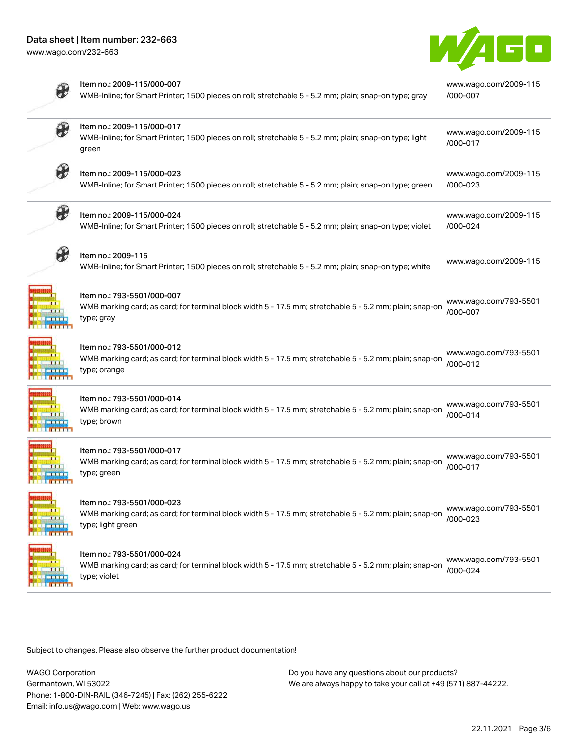| Item no. | Description | URL |
| --- | --- | --- |
| Item no.: 2009-115/000-007 | WMB-Inline; for Smart Printer; 1500 pieces on roll; stretchable 5 - 5.2 mm; plain; snap-on type; gray | www.wago.com/2009-115/000-007 |
| Item no.: 2009-115/000-017 | WMB-Inline; for Smart Printer; 1500 pieces on roll; stretchable 5 - 5.2 mm; plain; snap-on type; light green | www.wago.com/2009-115/000-017 |
| Item no.: 2009-115/000-023 | WMB-Inline; for Smart Printer; 1500 pieces on roll; stretchable 5 - 5.2 mm; plain; snap-on type; green | www.wago.com/2009-115/000-023 |
| Item no.: 2009-115/000-024 | WMB-Inline; for Smart Printer; 1500 pieces on roll; stretchable 5 - 5.2 mm; plain; snap-on type; violet | www.wago.com/2009-115/000-024 |
| Item no.: 2009-115 | WMB-Inline; for Smart Printer; 1500 pieces on roll; stretchable 5 - 5.2 mm; plain; snap-on type; white | www.wago.com/2009-115 |
| Item no.: 793-5501/000-007 | WMB marking card; as card; for terminal block width 5 - 17.5 mm; stretchable 5 - 5.2 mm; plain; snap-on type; gray | www.wago.com/793-5501/000-007 |
| Item no.: 793-5501/000-012 | WMB marking card; as card; for terminal block width 5 - 17.5 mm; stretchable 5 - 5.2 mm; plain; snap-on type; orange | www.wago.com/793-5501/000-012 |
| Item no.: 793-5501/000-014 | WMB marking card; as card; for terminal block width 5 - 17.5 mm; stretchable 5 - 5.2 mm; plain; snap-on type; brown | www.wago.com/793-5501/000-014 |
| Item no.: 793-5501/000-017 | WMB marking card; as card; for terminal block width 5 - 17.5 mm; stretchable 5 - 5.2 mm; plain; snap-on type; green | www.wago.com/793-5501/000-017 |
| Item no.: 793-5501/000-023 | WMB marking card; as card; for terminal block width 5 - 17.5 mm; stretchable 5 - 5.2 mm; plain; snap-on type; light green | www.wago.com/793-5501/000-023 |
| Item no.: 793-5501/000-024 | WMB marking card; as card; for terminal block width 5 - 17.5 mm; stretchable 5 - 5.2 mm; plain; snap-on type; violet | www.wago.com/793-5501/000-024 |

Subject to changes. Please also observe the further product documentation!

WAGO Corporation
Germantown, WI 53022
Phone: 1-800-DIN-RAIL (346-7245) | Fax: (262) 255-6222
Email: info.us@wago.com | Web: www.wago.us

Do you have any questions about our products?
We are always happy to take your call at +49 (571) 887-44222.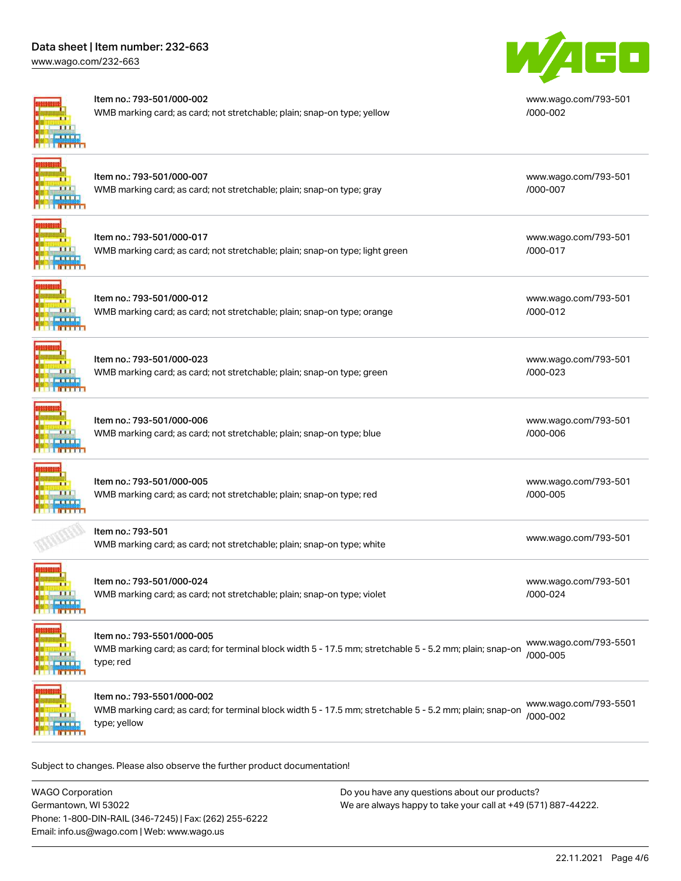| Item | Description | Link |
|---|---|---|
| Item no.: 793-501/000-002 | WMB marking card; as card; not stretchable; plain; snap-on type; yellow | www.wago.com/793-501/000-002 |
| Item no.: 793-501/000-007 | WMB marking card; as card; not stretchable; plain; snap-on type; gray | www.wago.com/793-501/000-007 |
| Item no.: 793-501/000-017 | WMB marking card; as card; not stretchable; plain; snap-on type; light green | www.wago.com/793-501/000-017 |
| Item no.: 793-501/000-012 | WMB marking card; as card; not stretchable; plain; snap-on type; orange | www.wago.com/793-501/000-012 |
| Item no.: 793-501/000-023 | WMB marking card; as card; not stretchable; plain; snap-on type; green | www.wago.com/793-501/000-023 |
| Item no.: 793-501/000-006 | WMB marking card; as card; not stretchable; plain; snap-on type; blue | www.wago.com/793-501/000-006 |
| Item no.: 793-501/000-005 | WMB marking card; as card; not stretchable; plain; snap-on type; red | www.wago.com/793-501/000-005 |
| Item no.: 793-501 | WMB marking card; as card; not stretchable; plain; snap-on type; white | www.wago.com/793-501 |
| Item no.: 793-501/000-024 | WMB marking card; as card; not stretchable; plain; snap-on type; violet | www.wago.com/793-501/000-024 |
| Item no.: 793-5501/000-005 | WMB marking card; as card; for terminal block width 5 - 17.5 mm; stretchable 5 - 5.2 mm; plain; snap-on type; red | www.wago.com/793-5501/000-005 |
| Item no.: 793-5501/000-002 | WMB marking card; as card; for terminal block width 5 - 17.5 mm; stretchable 5 - 5.2 mm; plain; snap-on type; yellow | www.wago.com/793-5501/000-002 |

Subject to changes. Please also observe the further product documentation!

WAGO Corporation
Germantown, WI 53022
Phone: 1-800-DIN-RAIL (346-7245) | Fax: (262) 255-6222
Email: info.us@wago.com | Web: www.wago.us

Do you have any questions about our products?
We are always happy to take your call at +49 (571) 887-44222.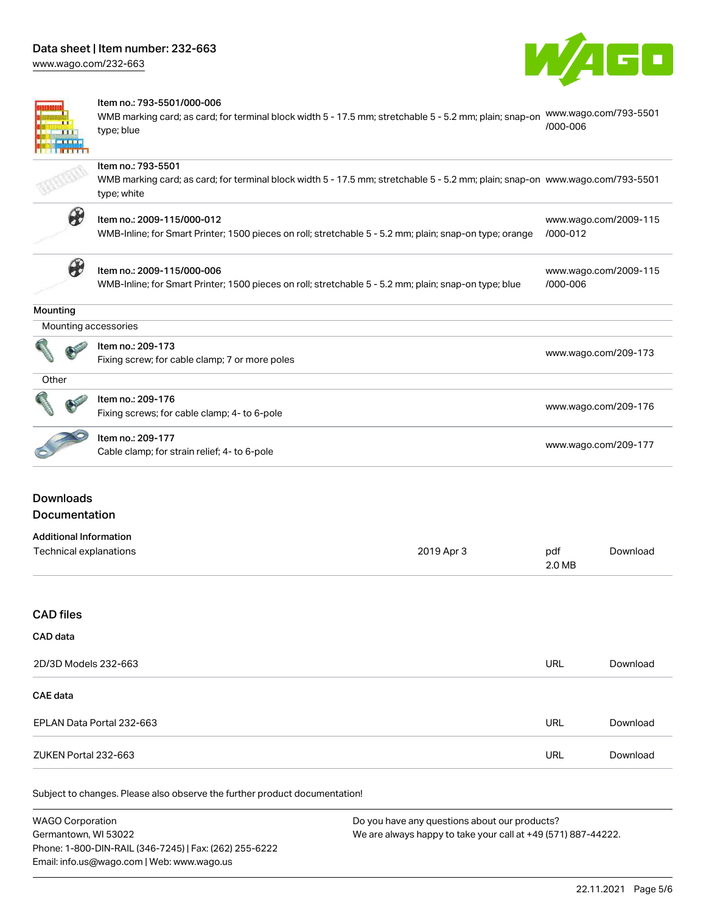| Item no. | Description | URL |
| --- | --- | --- |
| Item no.: 793-5501/000-006 | WMB marking card; as card; for terminal block width 5 - 17.5 mm; stretchable 5 - 5.2 mm; plain; snap-on type; blue | www.wago.com/793-5501/000-006 |
| Item no.: 793-5501 | WMB marking card; as card; for terminal block width 5 - 17.5 mm; stretchable 5 - 5.2 mm; plain; snap-on type; white | www.wago.com/793-5501 |
| Item no.: 2009-115/000-012 | WMB-Inline; for Smart Printer; 1500 pieces on roll; stretchable 5 - 5.2 mm; plain; snap-on type; orange | www.wago.com/2009-115/000-012 |
| Item no.: 2009-115/000-006 | WMB-Inline; for Smart Printer; 1500 pieces on roll; stretchable 5 - 5.2 mm; plain; snap-on type; blue | www.wago.com/2009-115/000-006 |

**Mounting**

Mounting accessories

| Item no. | Description | URL |
| --- | --- | --- |
| Item no.: 209-173 | Fixing screw; for cable clamp; 7 or more poles | www.wago.com/209-173 |

Other

| Item no. | Description | URL |
| --- | --- | --- |
| Item no.: 209-176 | Fixing screws; for cable clamp; 4- to 6-pole | www.wago.com/209-176 |
| Item no.: 209-177 | Cable clamp; for strain relief; 4- to 6-pole | www.wago.com/209-177 |

## Downloads

## Documentation

**Additional Information**

| | | | |
| --- | --- | --- | --- |
| Technical explanations | 2019 Apr 3 | pdf 2.0 MB | Download |

## CAD files

**CAD data**

| | | |
| --- | --- | --- |
| 2D/3D Models 232-663 | URL | Download |

**CAE data**

| | | |
| --- | --- | --- |
| EPLAN Data Portal 232-663 | URL | Download |
| ZUKEN Portal 232-663 | URL | Download |

Subject to changes. Please also observe the further product documentation!

WAGO Corporation
Germantown, WI 53022
Phone: 1-800-DIN-RAIL (346-7245) | Fax: (262) 255-6222
Email: info.us@wago.com | Web: www.wago.us

Do you have any questions about our products?
We are always happy to take your call at +49 (571) 887-44222.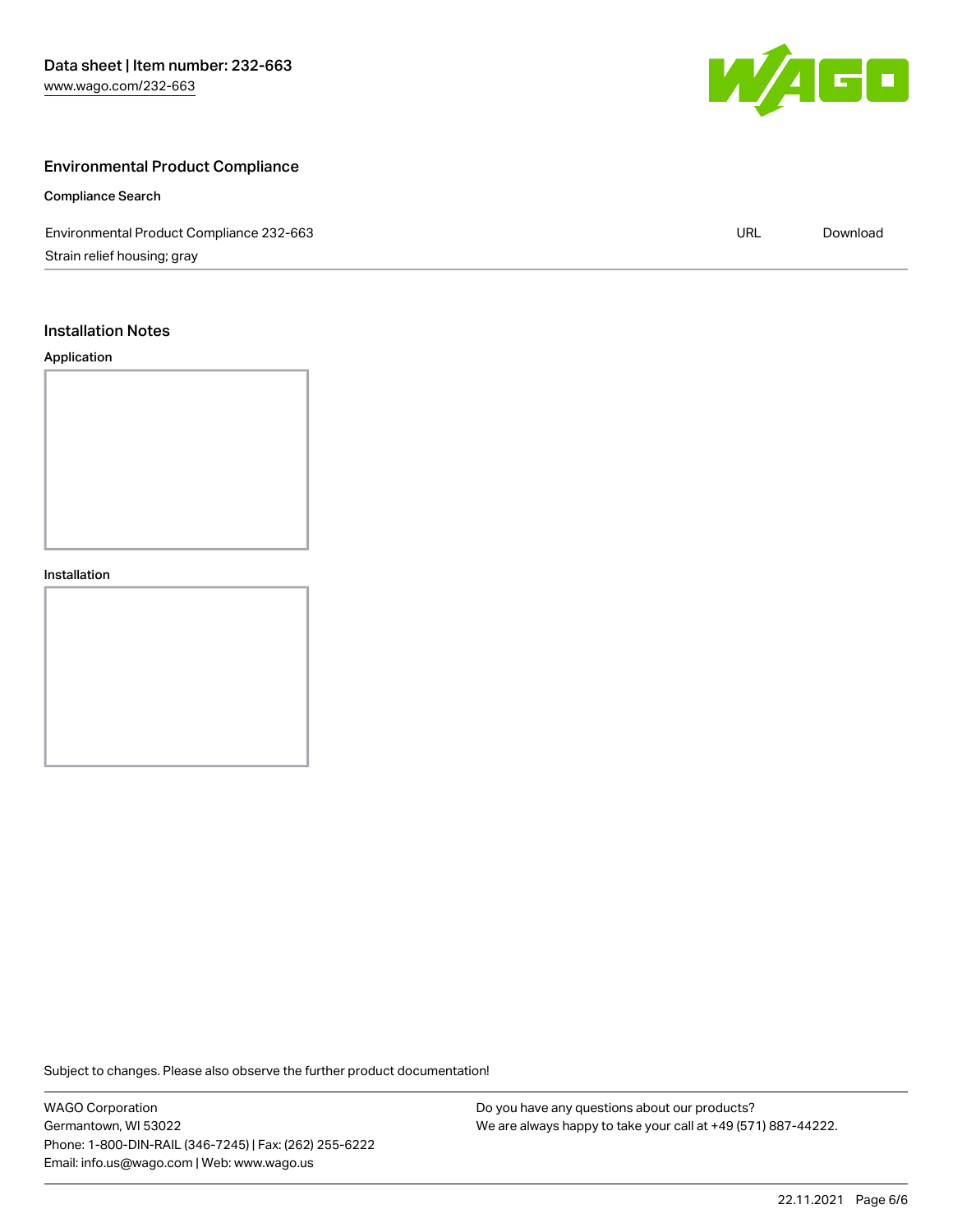## Environmental Product Compliance

### Compliance Search

| | | |
|---|---|---|
| Environmental Product Compliance 232-663<br>Strain relief housing; gray | URL | Download |

## Installation Notes

### Application

### Installation

Subject to changes. Please also observe the further product documentation!

WAGO Corporation
Germantown, WI 53022
Phone: 1-800-DIN-RAIL (346-7245) | Fax: (262) 255-6222
Email: info.us@wago.com | Web: www.wago.us

Do you have any questions about our products?
We are always happy to take your call at +49 (571) 887-44222.